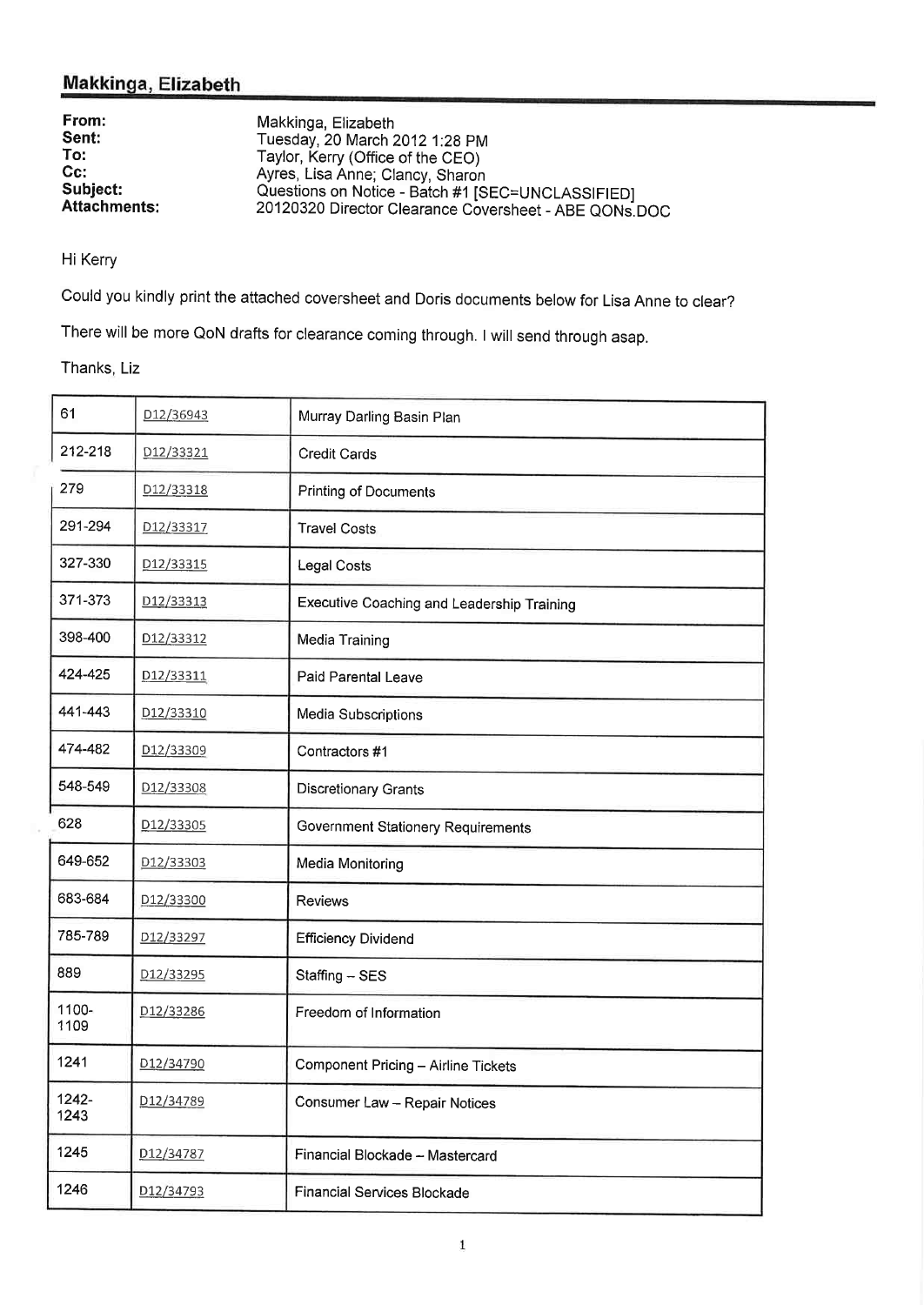## Makkinga, Elizabeth

**From:** Makkinga, Elizabeth
**Sent:** Tuesday, 20 March 2012 1:28 PM
**To:** Taylor, Kerry (Office of the CEO)
**Cc:** Ayres, Lisa Anne; Clancy, Sharon
**Subject:** Questions on Notice - Batch #1 [SEC=UNCLASSIFIED]
**Attachments:** 20120320 Director Clearance Coversheet - ABE QONs.DOC

Hi Kerry

Could you kindly print the attached coversheet and Doris documents below for Lisa Anne to clear?

There will be more QoN drafts for clearance coming through. I will send through asap.

Thanks, Liz

| | | |
|---|---|---|
| 61 | D12/36943 | Murray Darling Basin Plan |
| 212-218 | D12/33321 | Credit Cards |
| 279 | D12/33318 | Printing of Documents |
| 291-294 | D12/33317 | Travel Costs |
| 327-330 | D12/33315 | Legal Costs |
| 371-373 | D12/33313 | Executive Coaching and Leadership Training |
| 398-400 | D12/33312 | Media Training |
| 424-425 | D12/33311 | Paid Parental Leave |
| 441-443 | D12/33310 | Media Subscriptions |
| 474-482 | D12/33309 | Contractors #1 |
| 548-549 | D12/33308 | Discretionary Grants |
| 628 | D12/33305 | Government Stationery Requirements |
| 649-652 | D12/33303 | Media Monitoring |
| 683-684 | D12/33300 | Reviews |
| 785-789 | D12/33297 | Efficiency Dividend |
| 889 | D12/33295 | Staffing – SES |
| 1100-1109 | D12/33286 | Freedom of Information |
| 1241 | D12/34790 | Component Pricing – Airline Tickets |
| 1242-1243 | D12/34789 | Consumer Law – Repair Notices |
| 1245 | D12/34787 | Financial Blockade – Mastercard |
| 1246 | D12/34793 | Financial Services Blockade |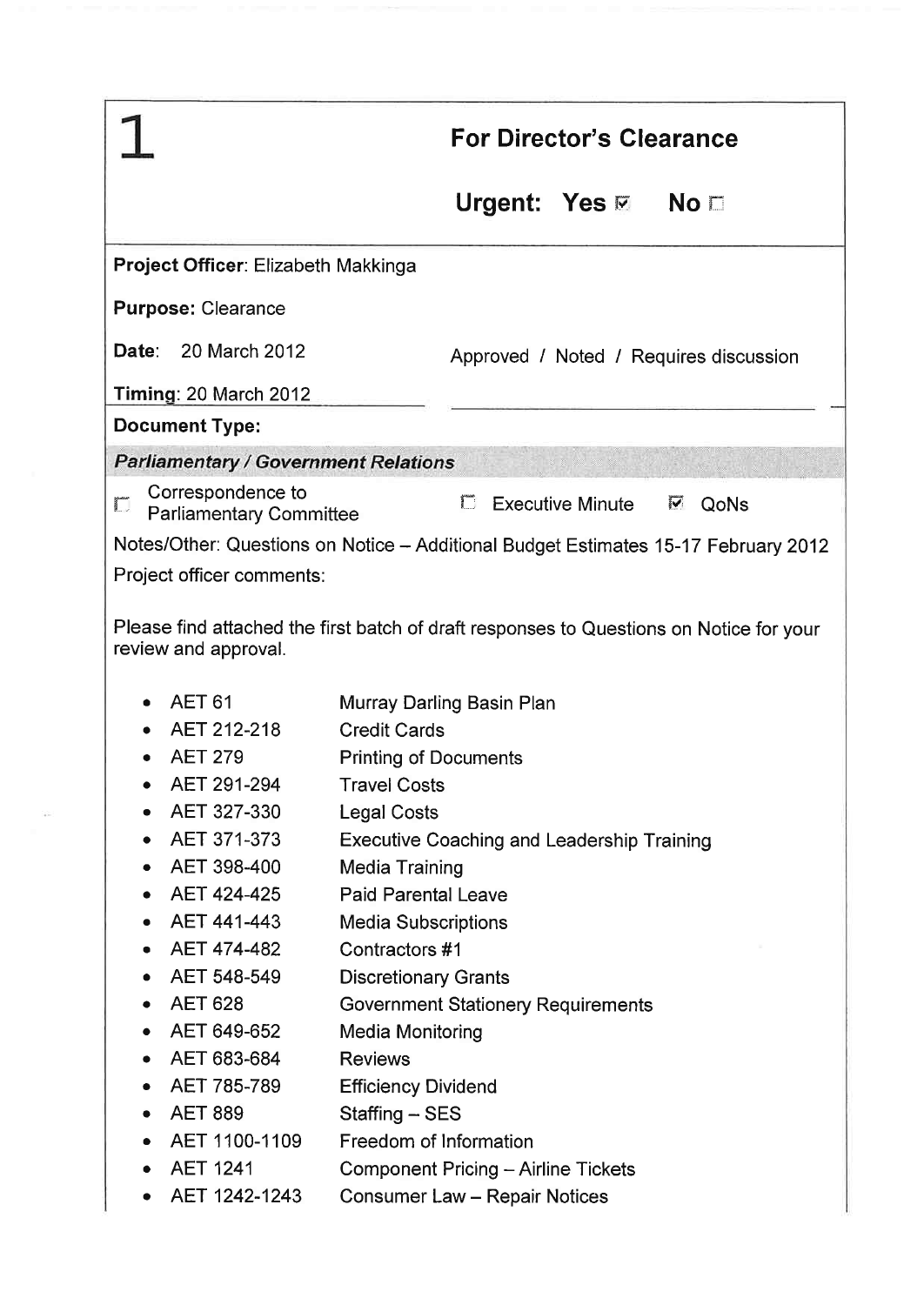# 1

## For Director's Clearance

**Urgent: Yes** ☑ **No** ☐

**Project Officer**: Elizabeth Makkinga

**Purpose:** Clearance

**Date**: 20 March 2012

Approved / Noted / Requires discussion

**Timing**: 20 March 2012

**Document Type:**

***Parliamentary / Government Relations***

☐ Correspondence to Parliamentary Committee ☐ Executive Minute ☑ QoNs

Notes/Other: Questions on Notice – Additional Budget Estimates 15-17 February 2012

Project officer comments:

Please find attached the first batch of draft responses to Questions on Notice for your review and approval.

- AET 61 Murray Darling Basin Plan
- AET 212-218 Credit Cards
- AET 279 Printing of Documents
- AET 291-294 Travel Costs
- AET 327-330 Legal Costs
- AET 371-373 Executive Coaching and Leadership Training
- AET 398-400 Media Training
- AET 424-425 Paid Parental Leave
- AET 441-443 Media Subscriptions
- AET 474-482 Contractors #1
- AET 548-549 Discretionary Grants
- AET 628 Government Stationery Requirements
- AET 649-652 Media Monitoring
- AET 683-684 Reviews
- AET 785-789 Efficiency Dividend
- AET 889 Staffing – SES
- AET 1100-1109 Freedom of Information
- AET 1241 Component Pricing – Airline Tickets
- AET 1242-1243 Consumer Law – Repair Notices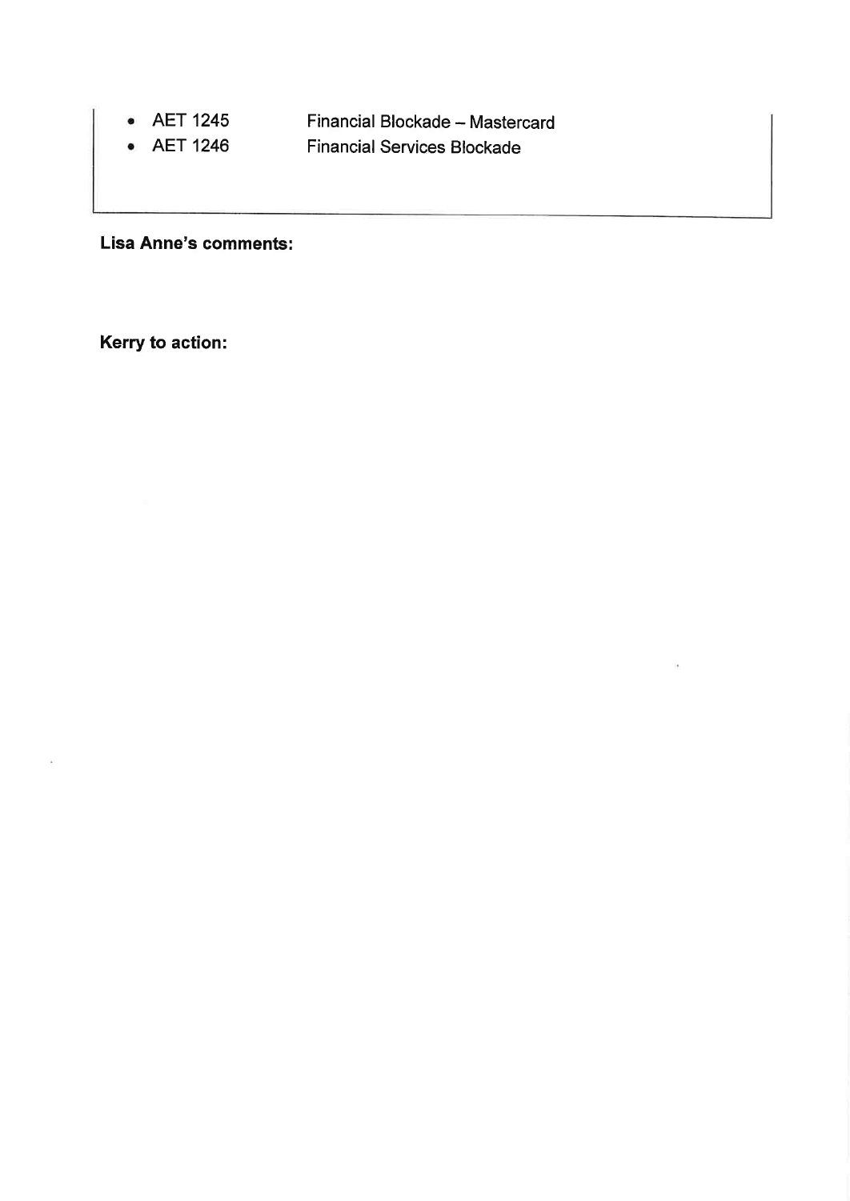- AET 1245 Financial Blockade – Mastercard
- AET 1246 Financial Services Blockade

**Lisa Anne's comments:**

**Kerry to action:**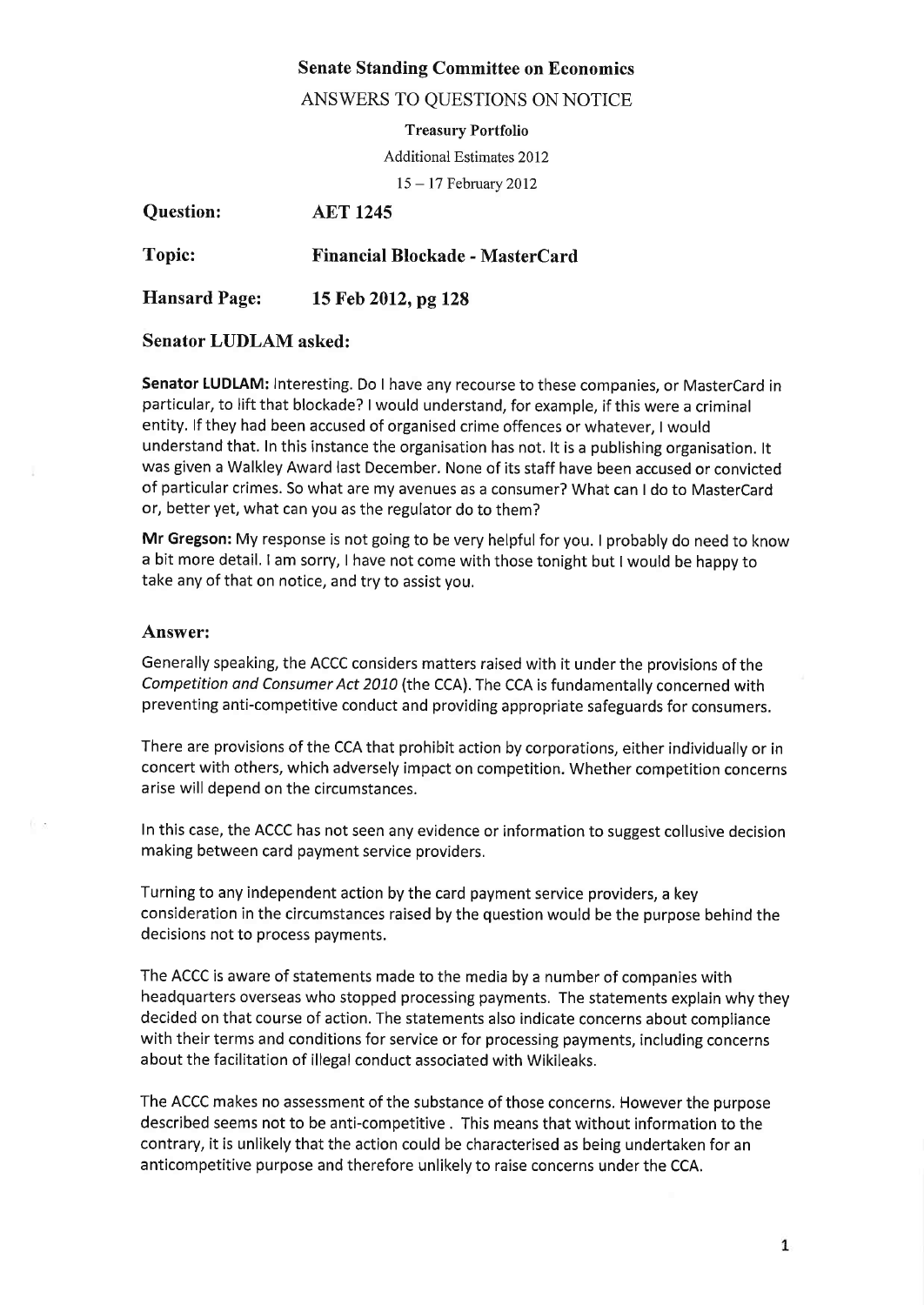**Senate Standing Committee on Economics**

ANSWERS TO QUESTIONS ON NOTICE

**Treasury Portfolio**

Additional Estimates 2012

15 – 17 February 2012

| | |
|---|---|
| **Question:** | **AET 1245** |
| **Topic:** | **Financial Blockade - MasterCard** |
| **Hansard Page:** | **15 Feb 2012, pg 128** |

**Senator LUDLAM asked:**

**Senator LUDLAM:** Interesting. Do I have any recourse to these companies, or MasterCard in particular, to lift that blockade? I would understand, for example, if this were a criminal entity. If they had been accused of organised crime offences or whatever, I would understand that. In this instance the organisation has not. It is a publishing organisation. It was given a Walkley Award last December. None of its staff have been accused or convicted of particular crimes. So what are my avenues as a consumer? What can I do to MasterCard or, better yet, what can you as the regulator do to them?

**Mr Gregson:** My response is not going to be very helpful for you. I probably do need to know a bit more detail. I am sorry, I have not come with those tonight but I would be happy to take any of that on notice, and try to assist you.

**Answer:**

Generally speaking, the ACCC considers matters raised with it under the provisions of the *Competition and Consumer Act 2010* (the CCA). The CCA is fundamentally concerned with preventing anti-competitive conduct and providing appropriate safeguards for consumers.

There are provisions of the CCA that prohibit action by corporations, either individually or in concert with others, which adversely impact on competition. Whether competition concerns arise will depend on the circumstances.

In this case, the ACCC has not seen any evidence or information to suggest collusive decision making between card payment service providers.

Turning to any independent action by the card payment service providers, a key consideration in the circumstances raised by the question would be the purpose behind the decisions not to process payments.

The ACCC is aware of statements made to the media by a number of companies with headquarters overseas who stopped processing payments. The statements explain why they decided on that course of action. The statements also indicate concerns about compliance with their terms and conditions for service or for processing payments, including concerns about the facilitation of illegal conduct associated with Wikileaks.

The ACCC makes no assessment of the substance of those concerns. However the purpose described seems not to be anti-competitive . This means that without information to the contrary, it is unlikely that the action could be characterised as being undertaken for an anticompetitive purpose and therefore unlikely to raise concerns under the CCA.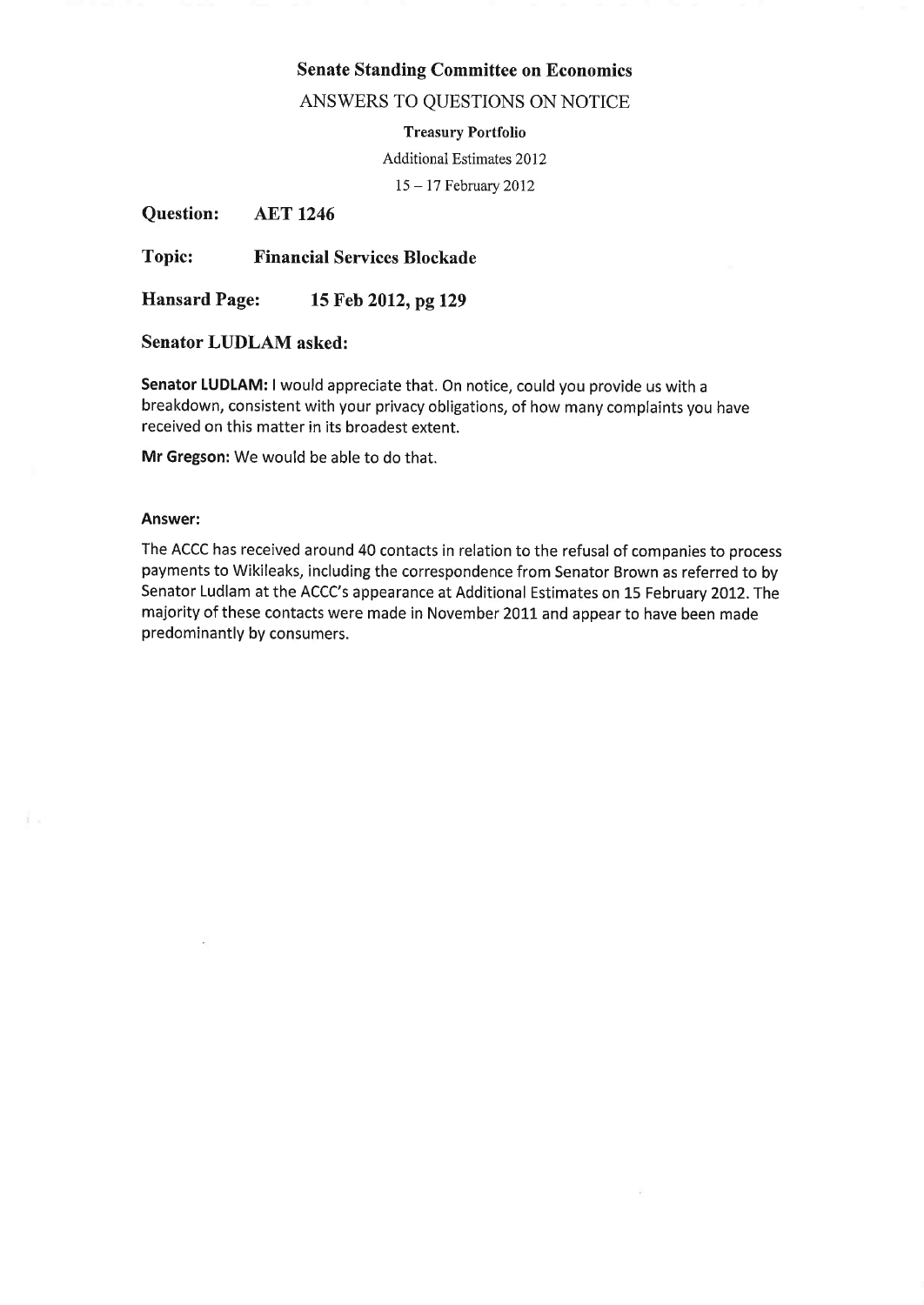## Senate Standing Committee on Economics

ANSWERS TO QUESTIONS ON NOTICE

**Treasury Portfolio**

Additional Estimates 2012

15 – 17 February 2012

**Question: AET 1246**

**Topic: Financial Services Blockade**

**Hansard Page: 15 Feb 2012, pg 129**

**Senator LUDLAM asked:**

**Senator LUDLAM:** I would appreciate that. On notice, could you provide us with a breakdown, consistent with your privacy obligations, of how many complaints you have received on this matter in its broadest extent.

**Mr Gregson:** We would be able to do that.

**Answer:**

The ACCC has received around 40 contacts in relation to the refusal of companies to process payments to Wikileaks, including the correspondence from Senator Brown as referred to by Senator Ludlam at the ACCC's appearance at Additional Estimates on 15 February 2012. The majority of these contacts were made in November 2011 and appear to have been made predominantly by consumers.